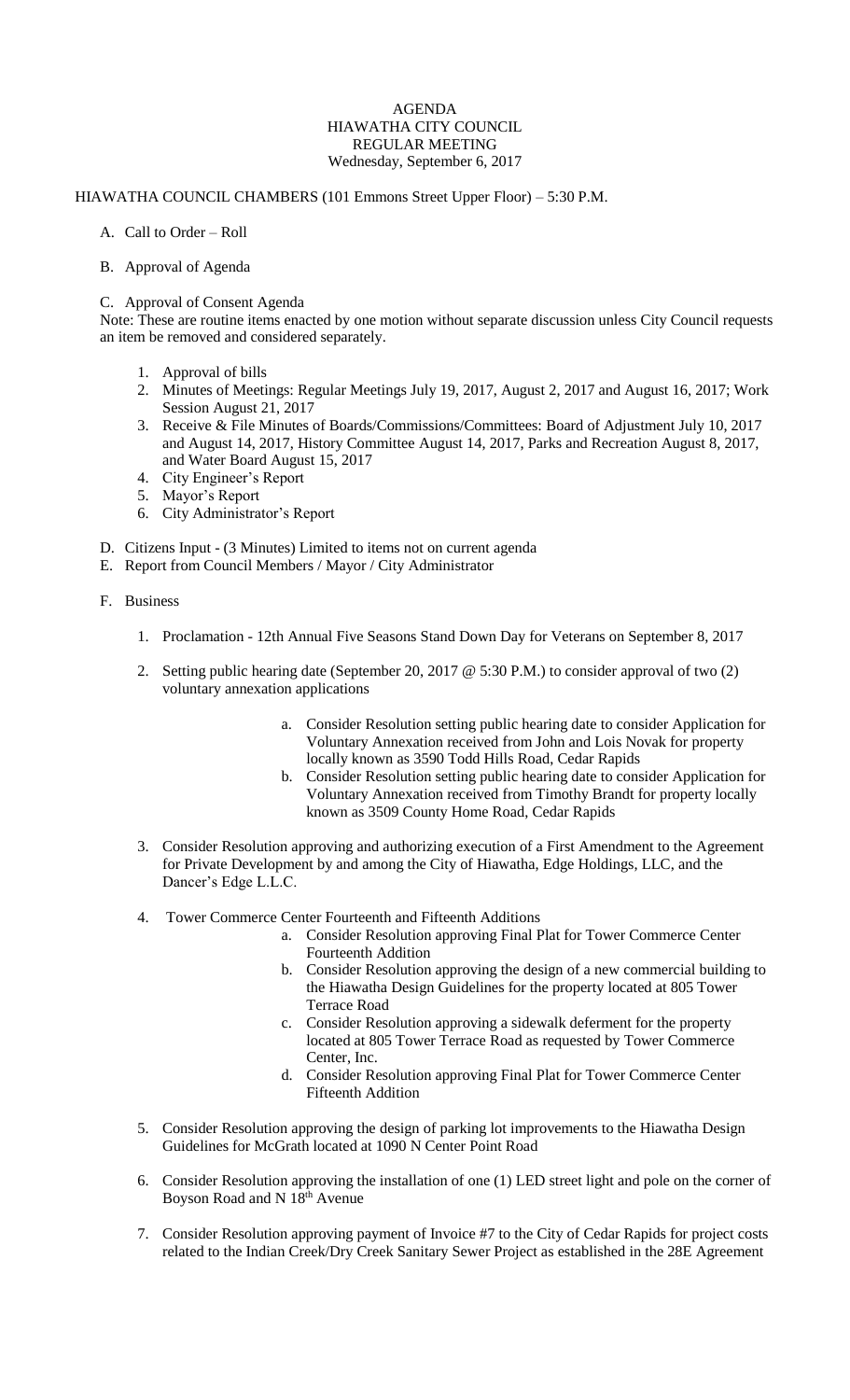# AGENDA
## HIAWATHA CITY COUNCIL
## REGULAR MEETING
### Wednesday, September 6, 2017

HIAWATHA COUNCIL CHAMBERS (101 Emmons Street Upper Floor) – 5:30 P.M.

A. Call to Order – Roll

B. Approval of Agenda

C. Approval of Consent Agenda

Note: These are routine items enacted by one motion without separate discussion unless City Council requests an item be removed and considered separately.

1. Approval of bills
2. Minutes of Meetings: Regular Meetings July 19, 2017, August 2, 2017 and August 16, 2017; Work Session August 21, 2017
3. Receive & File Minutes of Boards/Commissions/Committees: Board of Adjustment July 10, 2017 and August 14, 2017, History Committee August 14, 2017, Parks and Recreation August 8, 2017, and Water Board August 15, 2017
4. City Engineer's Report
5. Mayor's Report
6. City Administrator's Report

D. Citizens Input - (3 Minutes) Limited to items not on current agenda

E. Report from Council Members / Mayor / City Administrator

F. Business

1. Proclamation - 12th Annual Five Seasons Stand Down Day for Veterans on September 8, 2017

2. Setting public hearing date (September 20, 2017 @ 5:30 P.M.) to consider approval of two (2) voluntary annexation applications
   a. Consider Resolution setting public hearing date to consider Application for Voluntary Annexation received from John and Lois Novak for property locally known as 3590 Todd Hills Road, Cedar Rapids
   b. Consider Resolution setting public hearing date to consider Application for Voluntary Annexation received from Timothy Brandt for property locally known as 3509 County Home Road, Cedar Rapids

3. Consider Resolution approving and authorizing execution of a First Amendment to the Agreement for Private Development by and among the City of Hiawatha, Edge Holdings, LLC, and the Dancer's Edge L.L.C.

4. Tower Commerce Center Fourteenth and Fifteenth Additions
   a. Consider Resolution approving Final Plat for Tower Commerce Center Fourteenth Addition
   b. Consider Resolution approving the design of a new commercial building to the Hiawatha Design Guidelines for the property located at 805 Tower Terrace Road
   c. Consider Resolution approving a sidewalk deferment for the property located at 805 Tower Terrace Road as requested by Tower Commerce Center, Inc.
   d. Consider Resolution approving Final Plat for Tower Commerce Center Fifteenth Addition

5. Consider Resolution approving the design of parking lot improvements to the Hiawatha Design Guidelines for McGrath located at 1090 N Center Point Road

6. Consider Resolution approving the installation of one (1) LED street light and pole on the corner of Boyson Road and N 18th Avenue

7. Consider Resolution approving payment of Invoice #7 to the City of Cedar Rapids for project costs related to the Indian Creek/Dry Creek Sanitary Sewer Project as established in the 28E Agreement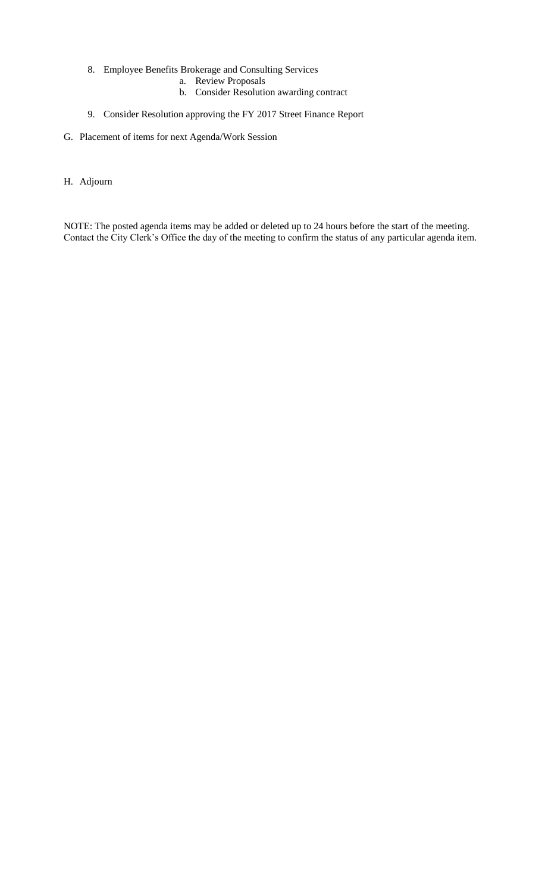8. Employee Benefits Brokerage and Consulting Services
    a. Review Proposals
    b. Consider Resolution awarding contract

9. Consider Resolution approving the FY 2017 Street Finance Report

G. Placement of items for next Agenda/Work Session

H. Adjourn

NOTE: The posted agenda items may be added or deleted up to 24 hours before the start of the meeting. Contact the City Clerk's Office the day of the meeting to confirm the status of any particular agenda item.